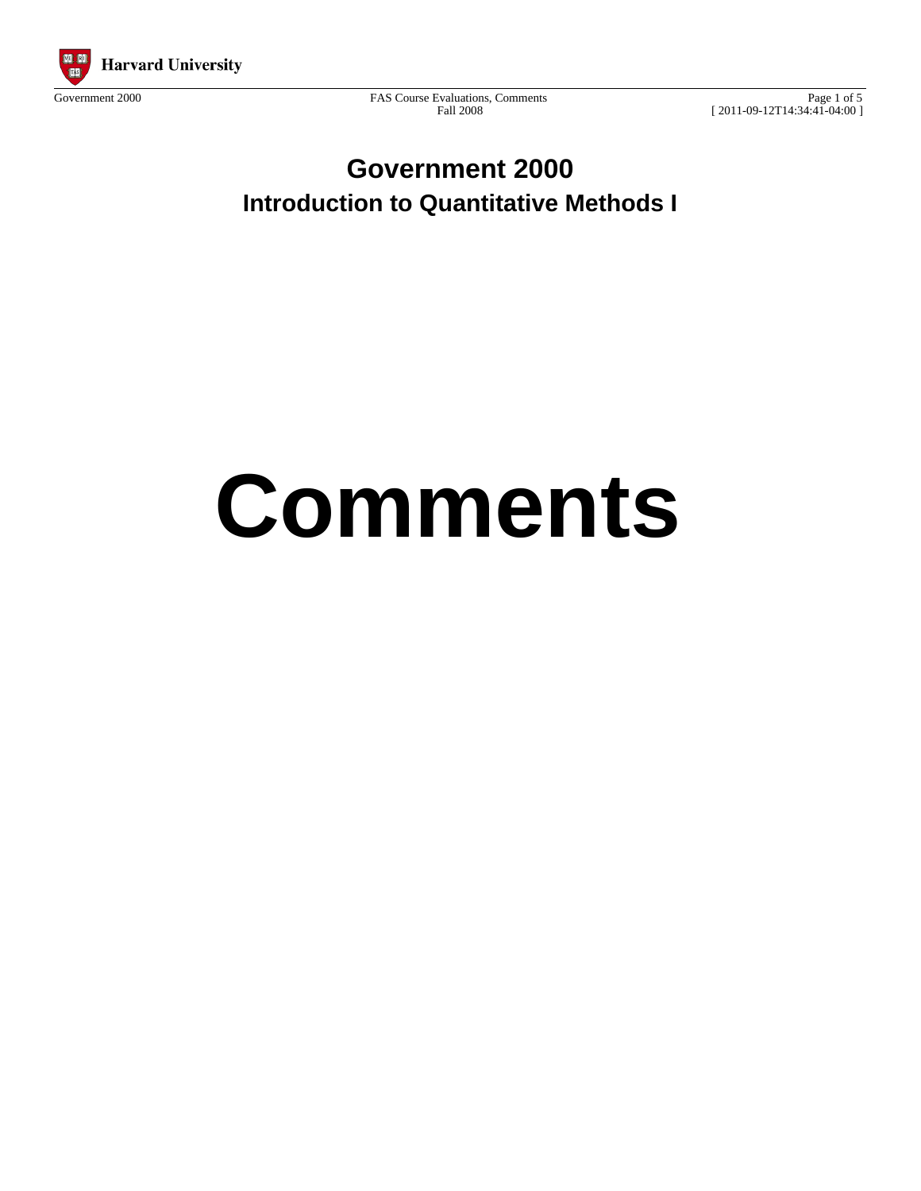# Government 2000

## Introduction to Quantitative Methods I

# Comments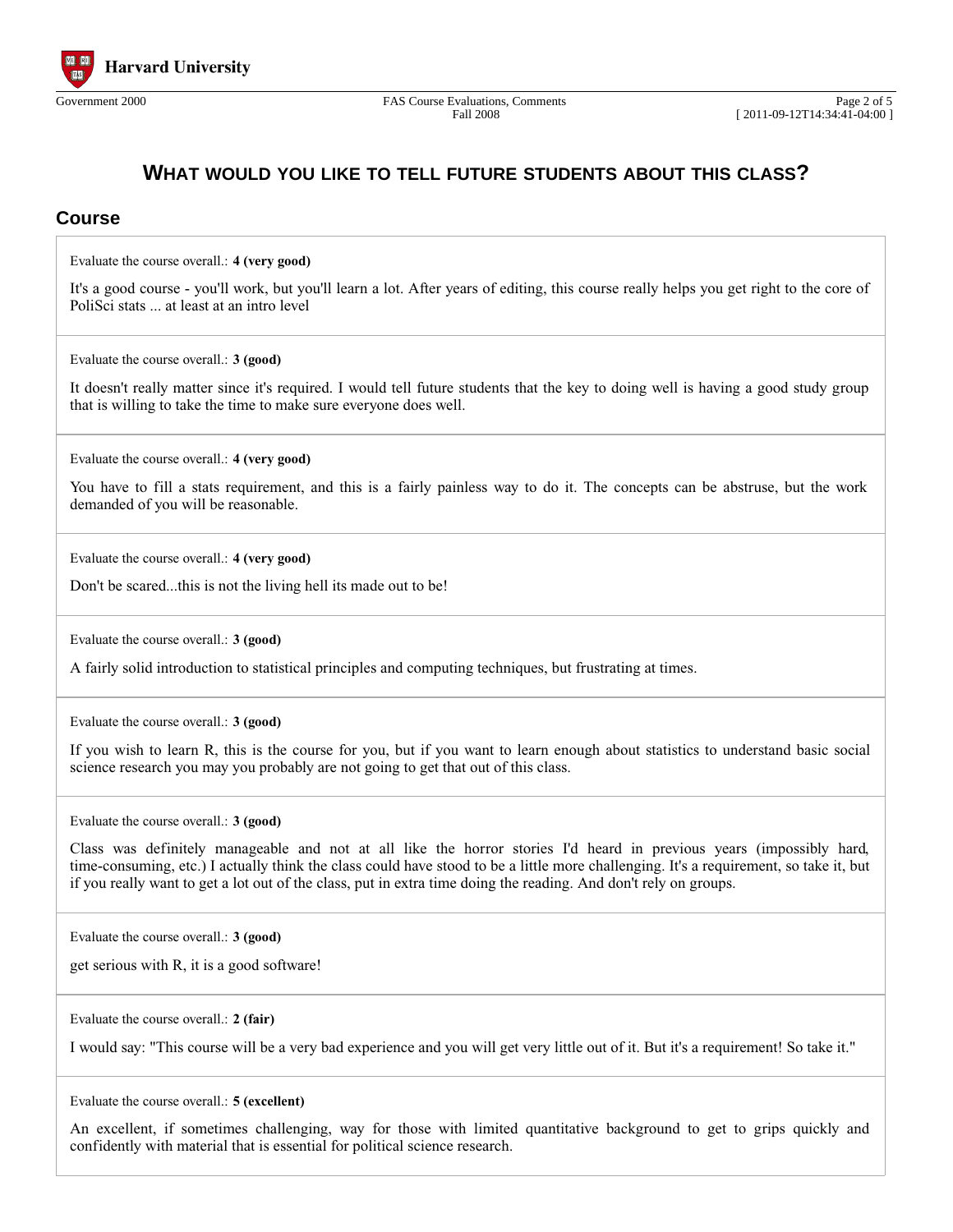## WHAT WOULD YOU LIKE TO TELL FUTURE STUDENTS ABOUT THIS CLASS?

### Course

Evaluate the course overall.: **4 (very good)**

It's a good course - you'll work, but you'll learn a lot. After years of editing, this course really helps you get right to the core of PoliSci stats ... at least at an intro level

---

Evaluate the course overall.: **3 (good)**

It doesn't really matter since it's required. I would tell future students that the key to doing well is having a good study group that is willing to take the time to make sure everyone does well.

---

Evaluate the course overall.: **4 (very good)**

You have to fill a stats requirement, and this is a fairly painless way to do it. The concepts can be abstruse, but the work demanded of you will be reasonable.

---

Evaluate the course overall.: **4 (very good)**

Don't be scared...this is not the living hell its made out to be!

---

Evaluate the course overall.: **3 (good)**

A fairly solid introduction to statistical principles and computing techniques, but frustrating at times.

---

Evaluate the course overall.: **3 (good)**

If you wish to learn R, this is the course for you, but if you want to learn enough about statistics to understand basic social science research you may you probably are not going to get that out of this class.

---

Evaluate the course overall.: **3 (good)**

Class was definitely manageable and not at all like the horror stories I'd heard in previous years (impossibly hard, time-consuming, etc.) I actually think the class could have stood to be a little more challenging. It's a requirement, so take it, but if you really want to get a lot out of the class, put in extra time doing the reading. And don't rely on groups.

---

Evaluate the course overall.: **3 (good)**

get serious with R, it is a good software!

---

Evaluate the course overall.: **2 (fair)**

I would say: "This course will be a very bad experience and you will get very little out of it. But it's a requirement! So take it."

---

Evaluate the course overall.: **5 (excellent)**

An excellent, if sometimes challenging, way for those with limited quantitative background to get to grips quickly and confidently with material that is essential for political science research.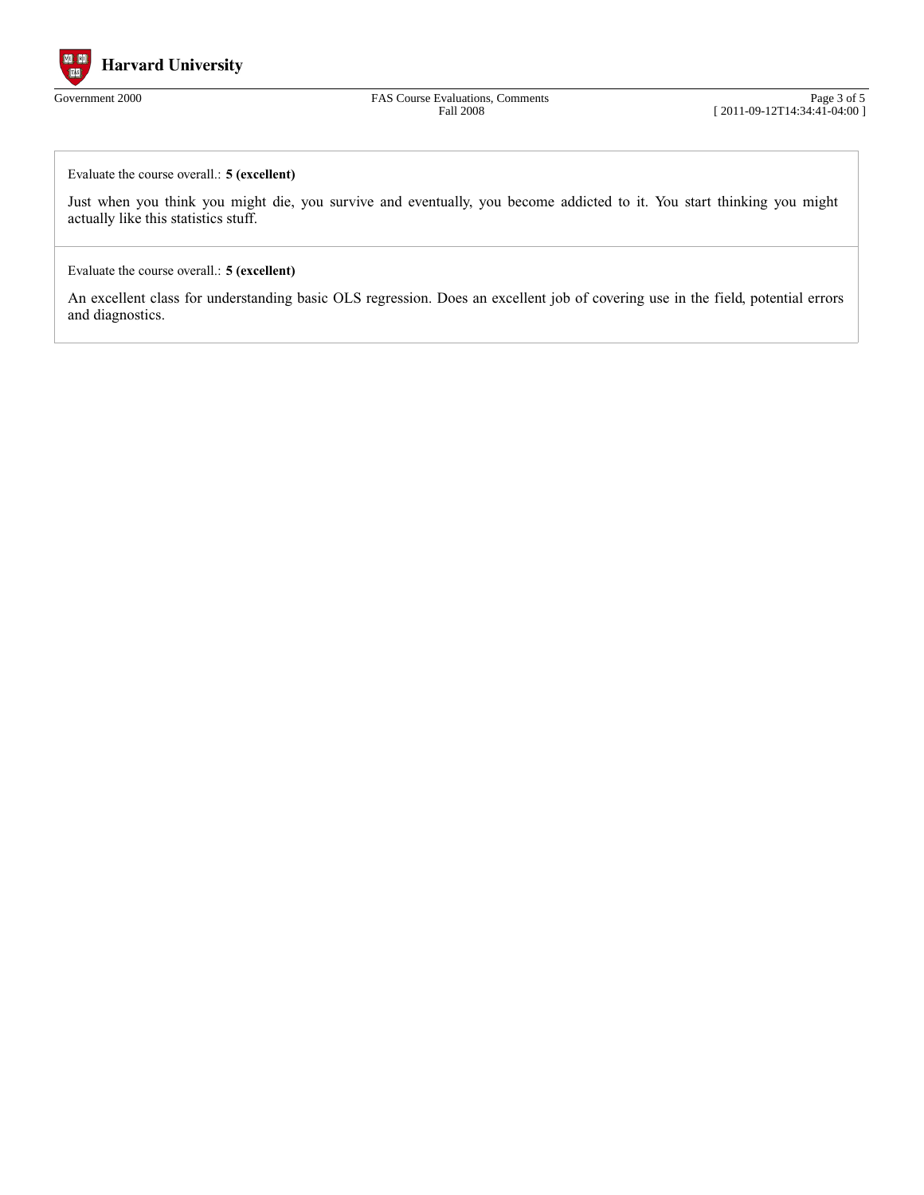Evaluate the course overall.: **5 (excellent)**

Just when you think you might die, you survive and eventually, you become addicted to it. You start thinking you might actually like this statistics stuff.

Evaluate the course overall.: **5 (excellent)**

An excellent class for understanding basic OLS regression. Does an excellent job of covering use in the field, potential errors and diagnostics.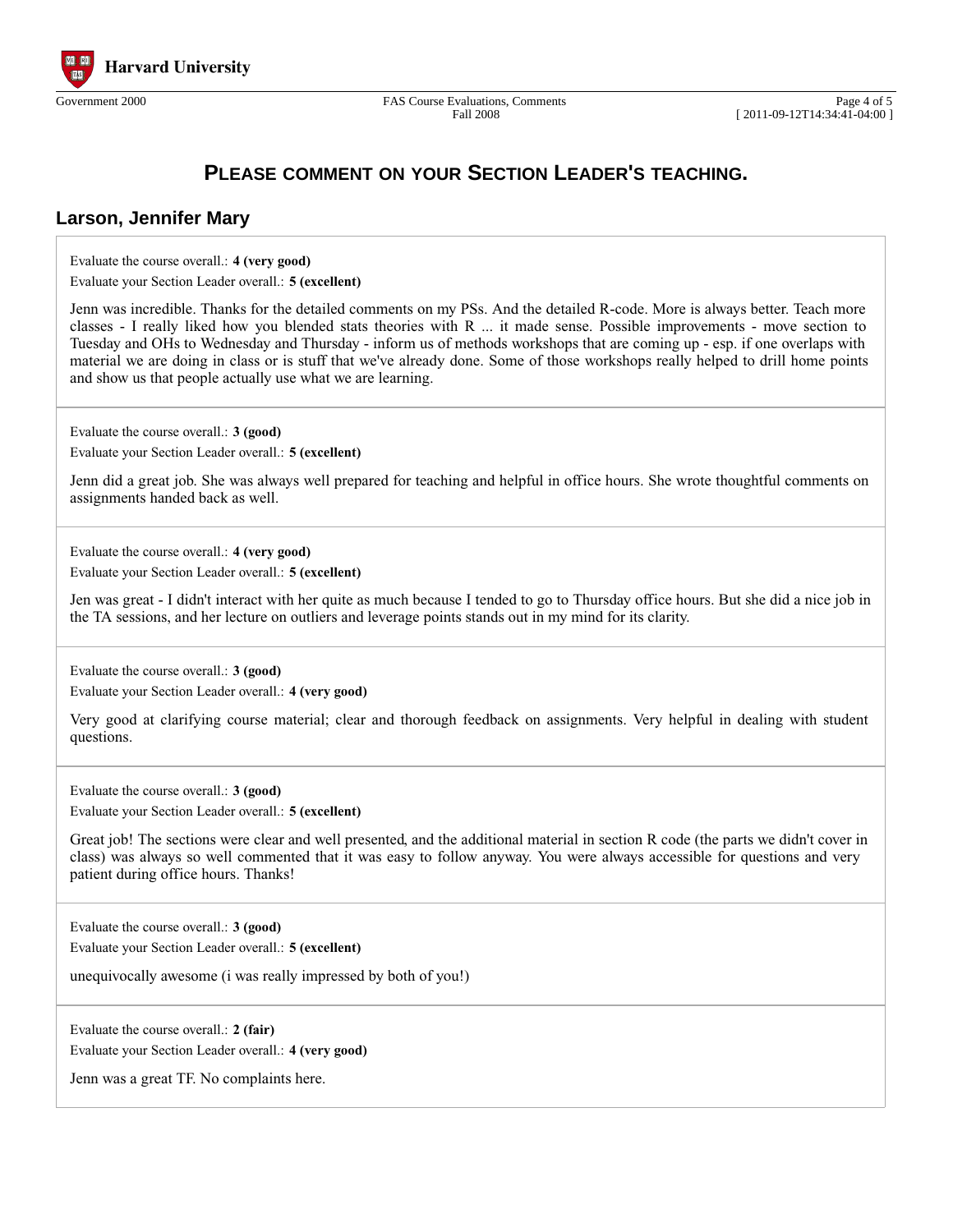## PLEASE COMMENT ON YOUR SECTION LEADER'S TEACHING.

### Larson, Jennifer Mary

Evaluate the course overall.: **4 (very good)**

Evaluate your Section Leader overall.: **5 (excellent)**

Jenn was incredible. Thanks for the detailed comments on my PSs. And the detailed R-code. More is always better. Teach more classes - I really liked how you blended stats theories with R ... it made sense. Possible improvements - move section to Tuesday and OHs to Wednesday and Thursday - inform us of methods workshops that are coming up - esp. if one overlaps with material we are doing in class or is stuff that we've already done. Some of those workshops really helped to drill home points and show us that people actually use what we are learning.

---

Evaluate the course overall.: **3 (good)**

Evaluate your Section Leader overall.: **5 (excellent)**

Jenn did a great job. She was always well prepared for teaching and helpful in office hours. She wrote thoughtful comments on assignments handed back as well.

---

Evaluate the course overall.: **4 (very good)**

Evaluate your Section Leader overall.: **5 (excellent)**

Jen was great - I didn't interact with her quite as much because I tended to go to Thursday office hours. But she did a nice job in the TA sessions, and her lecture on outliers and leverage points stands out in my mind for its clarity.

---

Evaluate the course overall.: **3 (good)**

Evaluate your Section Leader overall.: **4 (very good)**

Very good at clarifying course material; clear and thorough feedback on assignments. Very helpful in dealing with student questions.

---

Evaluate the course overall.: **3 (good)**

Evaluate your Section Leader overall.: **5 (excellent)**

Great job! The sections were clear and well presented, and the additional material in section R code (the parts we didn't cover in class) was always so well commented that it was easy to follow anyway. You were always accessible for questions and very patient during office hours. Thanks!

---

Evaluate the course overall.: **3 (good)**

Evaluate your Section Leader overall.: **5 (excellent)**

unequivocally awesome (i was really impressed by both of you!)

---

Evaluate the course overall.: **2 (fair)**

Evaluate your Section Leader overall.: **4 (very good)**

Jenn was a great TF. No complaints here.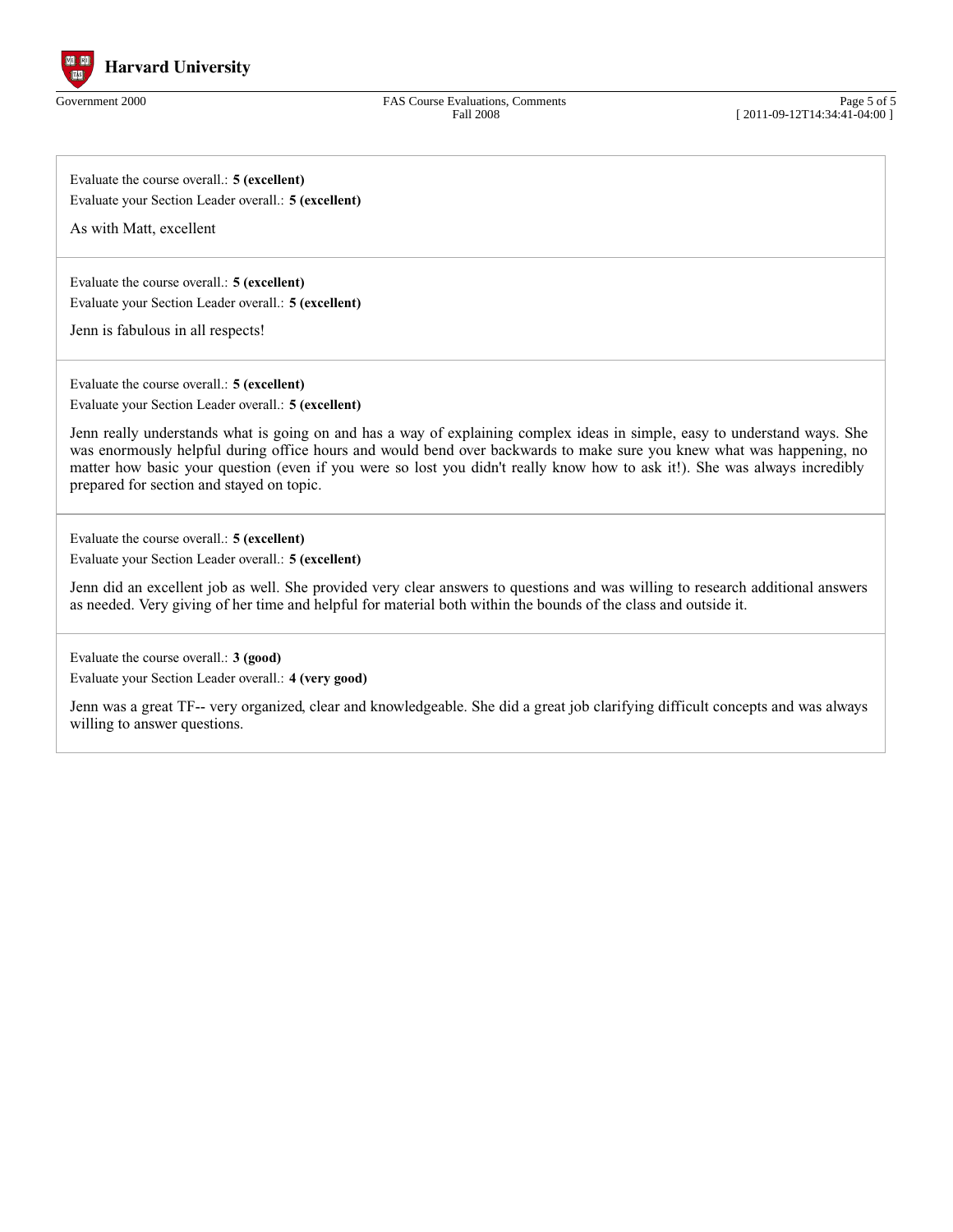Evaluate the course overall.: **5 (excellent)**

Evaluate your Section Leader overall.: **5 (excellent)**

As with Matt, excellent

---

Evaluate the course overall.: **5 (excellent)**

Evaluate your Section Leader overall.: **5 (excellent)**

Jenn is fabulous in all respects!

---

Evaluate the course overall.: **5 (excellent)**

Evaluate your Section Leader overall.: **5 (excellent)**

Jenn really understands what is going on and has a way of explaining complex ideas in simple, easy to understand ways. She was enormously helpful during office hours and would bend over backwards to make sure you knew what was happening, no matter how basic your question (even if you were so lost you didn't really know how to ask it!). She was always incredibly prepared for section and stayed on topic.

---

Evaluate the course overall.: **5 (excellent)**

Evaluate your Section Leader overall.: **5 (excellent)**

Jenn did an excellent job as well. She provided very clear answers to questions and was willing to research additional answers as needed. Very giving of her time and helpful for material both within the bounds of the class and outside it.

---

Evaluate the course overall.: **3 (good)**

Evaluate your Section Leader overall.: **4 (very good)**

Jenn was a great TF-- very organized, clear and knowledgeable. She did a great job clarifying difficult concepts and was always willing to answer questions.